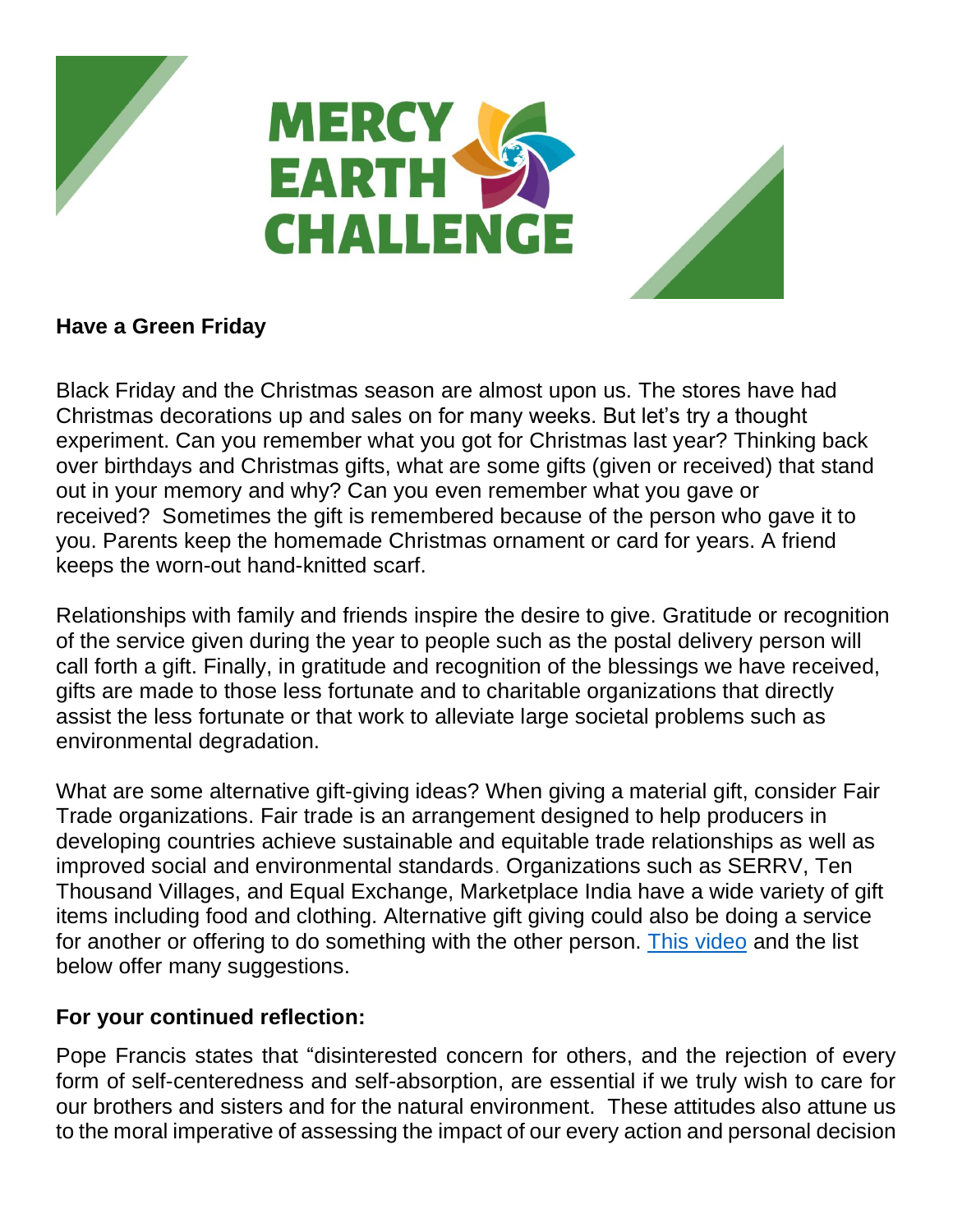# MERCY EARTH CHALLENGE

**Have a Green Friday**

Black Friday and the Christmas season are almost upon us. The stores have had Christmas decorations up and sales on for many weeks. But let's try a thought experiment. Can you remember what you got for Christmas last year? Thinking back over birthdays and Christmas gifts, what are some gifts (given or received) that stand out in your memory and why? Can you even remember what you gave or received? Sometimes the gift is remembered because of the person who gave it to you. Parents keep the homemade Christmas ornament or card for years. A friend keeps the worn-out hand-knitted scarf.

Relationships with family and friends inspire the desire to give. Gratitude or recognition of the service given during the year to people such as the postal delivery person will call forth a gift. Finally, in gratitude and recognition of the blessings we have received, gifts are made to those less fortunate and to charitable organizations that directly assist the less fortunate or that work to alleviate large societal problems such as environmental degradation.

What are some alternative gift-giving ideas? When giving a material gift, consider Fair Trade organizations. Fair trade is an arrangement designed to help producers in developing countries achieve sustainable and equitable trade relationships as well as improved social and environmental standards. Organizations such as SERRV, Ten Thousand Villages, and Equal Exchange, Marketplace India have a wide variety of gift items including food and clothing. Alternative gift giving could also be doing a service for another or offering to do something with the other person. This video and the list below offer many suggestions.

## For your continued reflection:

Pope Francis states that "disinterested concern for others, and the rejection of every form of self-centeredness and self-absorption, are essential if we truly wish to care for our brothers and sisters and for the natural environment. These attitudes also attune us to the moral imperative of assessing the impact of our every action and personal decision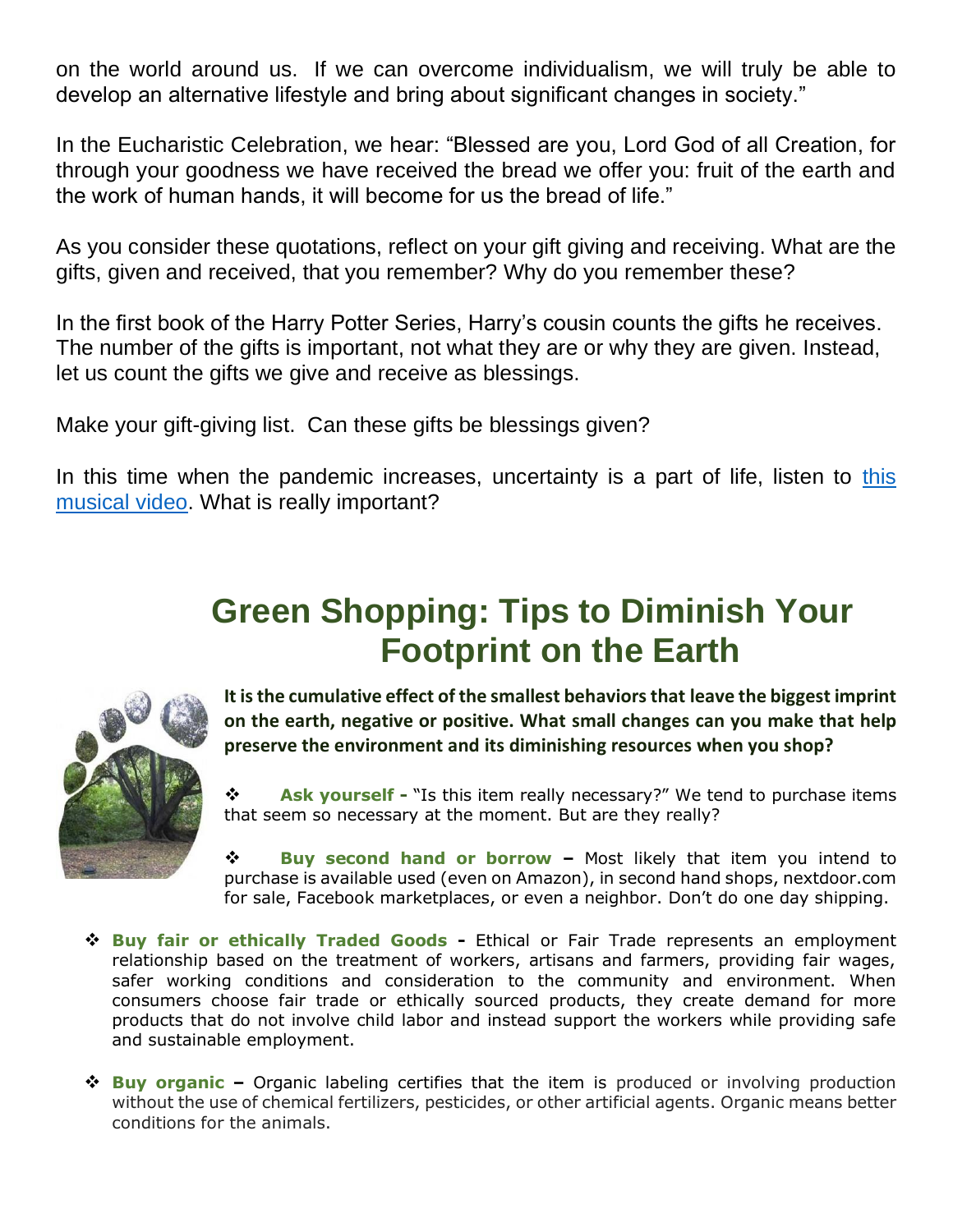on the world around us. If we can overcome individualism, we will truly be able to develop an alternative lifestyle and bring about significant changes in society."

In the Eucharistic Celebration, we hear: "Blessed are you, Lord God of all Creation, for through your goodness we have received the bread we offer you: fruit of the earth and the work of human hands, it will become for us the bread of life."

As you consider these quotations, reflect on your gift giving and receiving. What are the gifts, given and received, that you remember? Why do you remember these?

In the first book of the Harry Potter Series, Harry's cousin counts the gifts he receives. The number of the gifts is important, not what they are or why they are given. Instead, let us count the gifts we give and receive as blessings.

Make your gift-giving list. Can these gifts be blessings given?

In this time when the pandemic increases, uncertainty is a part of life, listen to this musical video. What is really important?

## Green Shopping: Tips to Diminish Your Footprint on the Earth

**It is the cumulative effect of the smallest behaviors that leave the biggest imprint on the earth, negative or positive. What small changes can you make that help preserve the environment and its diminishing resources when you shop?**

- **Ask yourself -** "Is this item really necessary?" We tend to purchase items that seem so necessary at the moment. But are they really?

- **Buy second hand or borrow –** Most likely that item you intend to purchase is available used (even on Amazon), in second hand shops, nextdoor.com for sale, Facebook marketplaces, or even a neighbor. Don't do one day shipping.

- **Buy fair or ethically Traded Goods -** Ethical or Fair Trade represents an employment relationship based on the treatment of workers, artisans and farmers, providing fair wages, safer working conditions and consideration to the community and environment. When consumers choose fair trade or ethically sourced products, they create demand for more products that do not involve child labor and instead support the workers while providing safe and sustainable employment.

- **Buy organic –** Organic labeling certifies that the item is produced or involving production without the use of chemical fertilizers, pesticides, or other artificial agents. Organic means better conditions for the animals.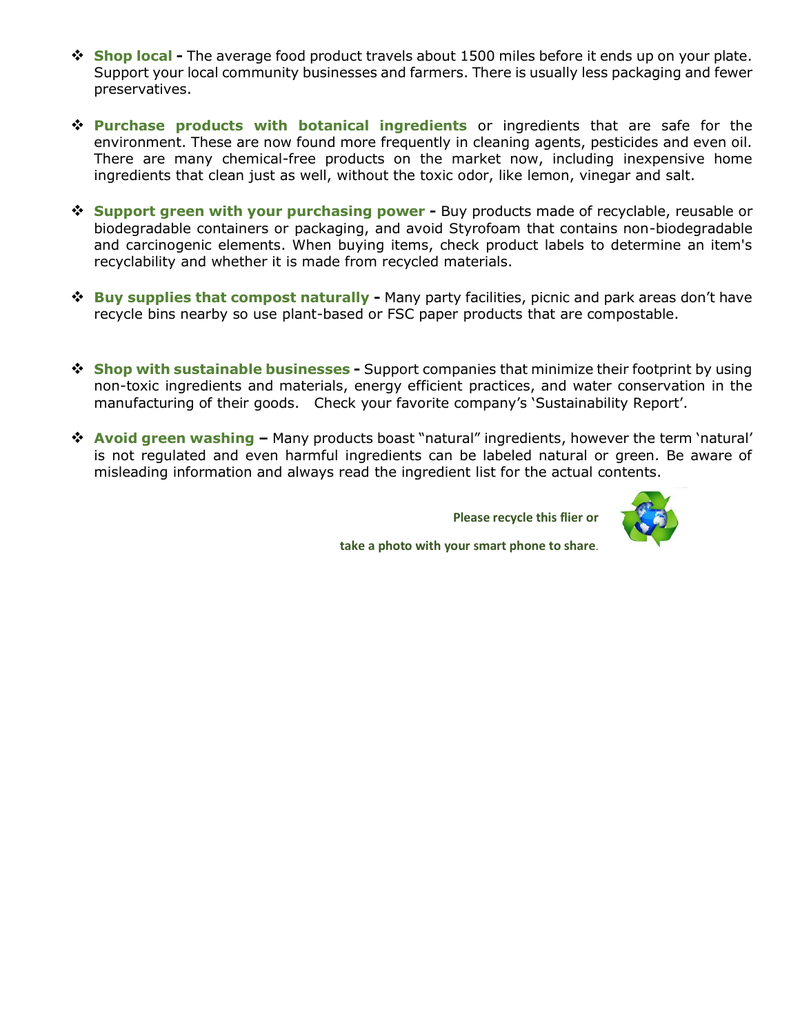- **Shop local -** The average food product travels about 1500 miles before it ends up on your plate. Support your local community businesses and farmers. There is usually less packaging and fewer preservatives.

- **Purchase products with botanical ingredients** or ingredients that are safe for the environment. These are now found more frequently in cleaning agents, pesticides and even oil. There are many chemical-free products on the market now, including inexpensive home ingredients that clean just as well, without the toxic odor, like lemon, vinegar and salt.

- **Support green with your purchasing power -** Buy products made of recyclable, reusable or biodegradable containers or packaging, and avoid Styrofoam that contains non-biodegradable and carcinogenic elements. When buying items, check product labels to determine an item's recyclability and whether it is made from recycled materials.

- **Buy supplies that compost naturally -** Many party facilities, picnic and park areas don't have recycle bins nearby so use plant-based or FSC paper products that are compostable.

- **Shop with sustainable businesses -** Support companies that minimize their footprint by using non-toxic ingredients and materials, energy efficient practices, and water conservation in the manufacturing of their goods. Check your favorite company's 'Sustainability Report'.

- **Avoid green washing –** Many products boast "natural" ingredients, however the term 'natural' is not regulated and even harmful ingredients can be labeled natural or green. Be aware of misleading information and always read the ingredient list for the actual contents.

**Please recycle this flier or**

**take a photo with your smart phone to share.**